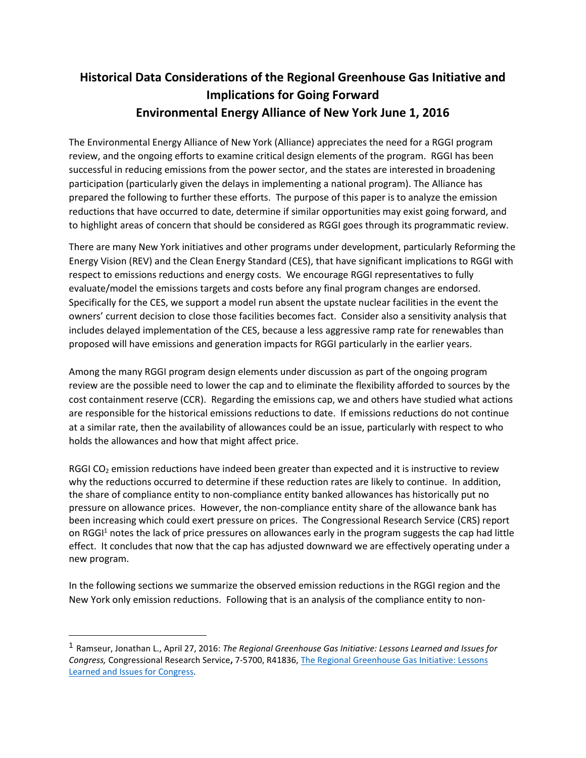# Historical Data Considerations of the Regional Greenhouse Gas Initiative and Implications for Going Forward
# Environmental Energy Alliance of New York June 1, 2016

The Environmental Energy Alliance of New York (Alliance) appreciates the need for a RGGI program review, and the ongoing efforts to examine critical design elements of the program. RGGI has been successful in reducing emissions from the power sector, and the states are interested in broadening participation (particularly given the delays in implementing a national program). The Alliance has prepared the following to further these efforts. The purpose of this paper is to analyze the emission reductions that have occurred to date, determine if similar opportunities may exist going forward, and to highlight areas of concern that should be considered as RGGI goes through its programmatic review.

There are many New York initiatives and other programs under development, particularly Reforming the Energy Vision (REV) and the Clean Energy Standard (CES), that have significant implications to RGGI with respect to emissions reductions and energy costs. We encourage RGGI representatives to fully evaluate/model the emissions targets and costs before any final program changes are endorsed. Specifically for the CES, we support a model run absent the upstate nuclear facilities in the event the owners' current decision to close those facilities becomes fact. Consider also a sensitivity analysis that includes delayed implementation of the CES, because a less aggressive ramp rate for renewables than proposed will have emissions and generation impacts for RGGI particularly in the earlier years.

Among the many RGGI program design elements under discussion as part of the ongoing program review are the possible need to lower the cap and to eliminate the flexibility afforded to sources by the cost containment reserve (CCR). Regarding the emissions cap, we and others have studied what actions are responsible for the historical emissions reductions to date. If emissions reductions do not continue at a similar rate, then the availability of allowances could be an issue, particularly with respect to who holds the allowances and how that might affect price.

RGGI $CO_2$ emission reductions have indeed been greater than expected and it is instructive to review why the reductions occurred to determine if these reduction rates are likely to continue. In addition, the share of compliance entity to non-compliance entity banked allowances has historically put no pressure on allowance prices. However, the non-compliance entity share of the allowance bank has been increasing which could exert pressure on prices. The Congressional Research Service (CRS) report on RGGI[1] notes the lack of price pressures on allowances early in the program suggests the cap had little effect. It concludes that now that the cap has adjusted downward we are effectively operating under a new program.

In the following sections we summarize the observed emission reductions in the RGGI region and the New York only emission reductions. Following that is an analysis of the compliance entity to non-

[1] Ramseur, Jonathan L., April 27, 2016: *The Regional Greenhouse Gas Initiative: Lessons Learned and Issues for Congress,* Congressional Research Service**,** 7-5700, R41836, The Regional Greenhouse Gas Initiative: Lessons Learned and Issues for Congress.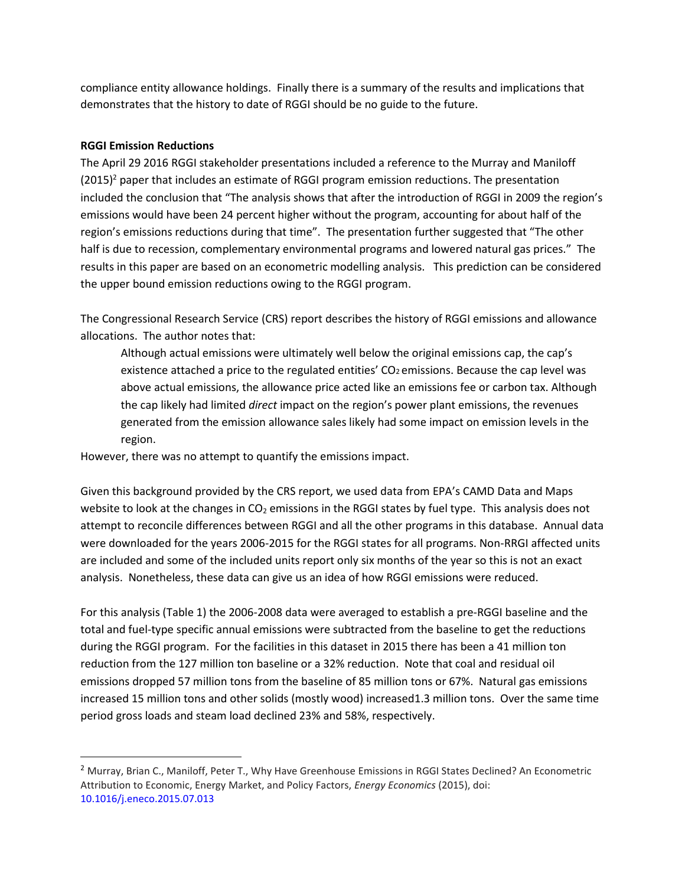compliance entity allowance holdings. Finally there is a summary of the results and implications that demonstrates that the history to date of RGGI should be no guide to the future.

**RGGI Emission Reductions**

The April 29 2016 RGGI stakeholder presentations included a reference to the Murray and Maniloff (2015)[2] paper that includes an estimate of RGGI program emission reductions. The presentation included the conclusion that "The analysis shows that after the introduction of RGGI in 2009 the region's emissions would have been 24 percent higher without the program, accounting for about half of the region's emissions reductions during that time". The presentation further suggested that "The other half is due to recession, complementary environmental programs and lowered natural gas prices." The results in this paper are based on an econometric modelling analysis. This prediction can be considered the upper bound emission reductions owing to the RGGI program.

The Congressional Research Service (CRS) report describes the history of RGGI emissions and allowance allocations. The author notes that:

> Although actual emissions were ultimately well below the original emissions cap, the cap's existence attached a price to the regulated entities' $CO_2$ emissions. Because the cap level was above actual emissions, the allowance price acted like an emissions fee or carbon tax. Although the cap likely had limited *direct* impact on the region's power plant emissions, the revenues generated from the emission allowance sales likely had some impact on emission levels in the region.

However, there was no attempt to quantify the emissions impact.

Given this background provided by the CRS report, we used data from EPA's CAMD Data and Maps website to look at the changes in $CO_2$ emissions in the RGGI states by fuel type. This analysis does not attempt to reconcile differences between RGGI and all the other programs in this database. Annual data were downloaded for the years 2006-2015 for the RGGI states for all programs. Non-RRGI affected units are included and some of the included units report only six months of the year so this is not an exact analysis. Nonetheless, these data can give us an idea of how RGGI emissions were reduced.

For this analysis (Table 1) the 2006-2008 data were averaged to establish a pre-RGGI baseline and the total and fuel-type specific annual emissions were subtracted from the baseline to get the reductions during the RGGI program. For the facilities in this dataset in 2015 there has been a 41 million ton reduction from the 127 million ton baseline or a 32% reduction. Note that coal and residual oil emissions dropped 57 million tons from the baseline of 85 million tons or 67%. Natural gas emissions increased 15 million tons and other solids (mostly wood) increased1.3 million tons. Over the same time period gross loads and steam load declined 23% and 58%, respectively.

---

[2] Murray, Brian C., Maniloff, Peter T., Why Have Greenhouse Emissions in RGGI States Declined? An Econometric Attribution to Economic, Energy Market, and Policy Factors, *Energy Economics* (2015), doi: 10.1016/j.eneco.2015.07.013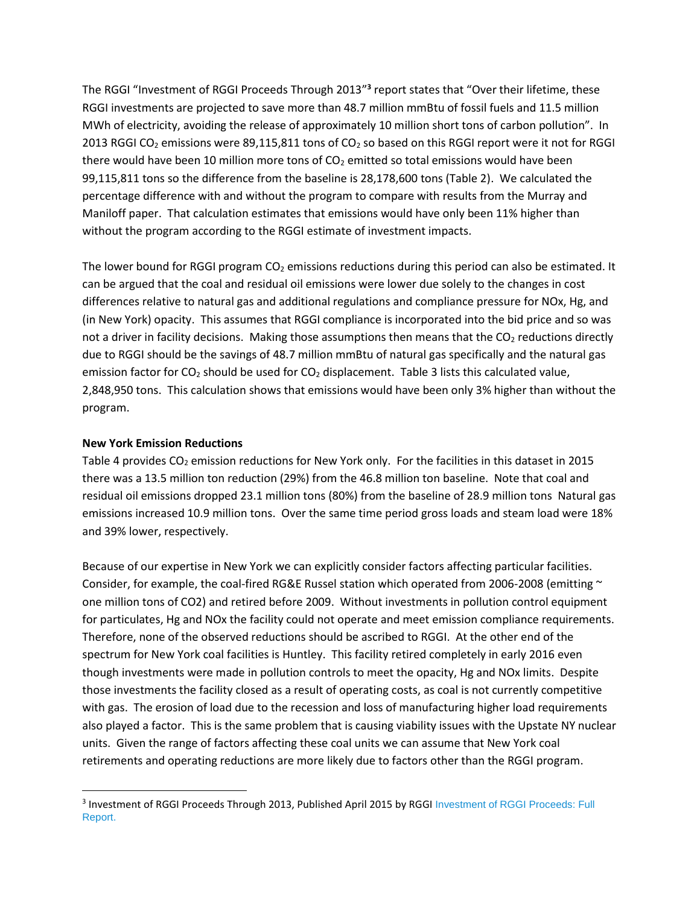The RGGI "Investment of RGGI Proceeds Through 2013"[3] report states that "Over their lifetime, these RGGI investments are projected to save more than 48.7 million mmBtu of fossil fuels and 11.5 million MWh of electricity, avoiding the release of approximately 10 million short tons of carbon pollution". In 2013 RGGI $CO_2$ emissions were 89,115,811 tons of $CO_2$ so based on this RGGI report were it not for RGGI there would have been 10 million more tons of $CO_2$ emitted so total emissions would have been 99,115,811 tons so the difference from the baseline is 28,178,600 tons (Table 2). We calculated the percentage difference with and without the program to compare with results from the Murray and Maniloff paper. That calculation estimates that emissions would have only been 11% higher than without the program according to the RGGI estimate of investment impacts.

The lower bound for RGGI program $CO_2$ emissions reductions during this period can also be estimated. It can be argued that the coal and residual oil emissions were lower due solely to the changes in cost differences relative to natural gas and additional regulations and compliance pressure for NOx, Hg, and (in New York) opacity. This assumes that RGGI compliance is incorporated into the bid price and so was not a driver in facility decisions. Making those assumptions then means that the $CO_2$ reductions directly due to RGGI should be the savings of 48.7 million mmBtu of natural gas specifically and the natural gas emission factor for $CO_2$ should be used for $CO_2$ displacement. Table 3 lists this calculated value, 2,848,950 tons. This calculation shows that emissions would have been only 3% higher than without the program.

**New York Emission Reductions**

Table 4 provides $CO_2$ emission reductions for New York only. For the facilities in this dataset in 2015 there was a 13.5 million ton reduction (29%) from the 46.8 million ton baseline. Note that coal and residual oil emissions dropped 23.1 million tons (80%) from the baseline of 28.9 million tons Natural gas emissions increased 10.9 million tons. Over the same time period gross loads and steam load were 18% and 39% lower, respectively.

Because of our expertise in New York we can explicitly consider factors affecting particular facilities. Consider, for example, the coal-fired RG&E Russel station which operated from 2006-2008 (emitting ~ one million tons of CO2) and retired before 2009. Without investments in pollution control equipment for particulates, Hg and NOx the facility could not operate and meet emission compliance requirements. Therefore, none of the observed reductions should be ascribed to RGGI. At the other end of the spectrum for New York coal facilities is Huntley. This facility retired completely in early 2016 even though investments were made in pollution controls to meet the opacity, Hg and NOx limits. Despite those investments the facility closed as a result of operating costs, as coal is not currently competitive with gas. The erosion of load due to the recession and loss of manufacturing higher load requirements also played a factor. This is the same problem that is causing viability issues with the Upstate NY nuclear units. Given the range of factors affecting these coal units we can assume that New York coal retirements and operating reductions are more likely due to factors other than the RGGI program.

[3] Investment of RGGI Proceeds Through 2013, Published April 2015 by RGGI Investment of RGGI Proceeds: Full Report.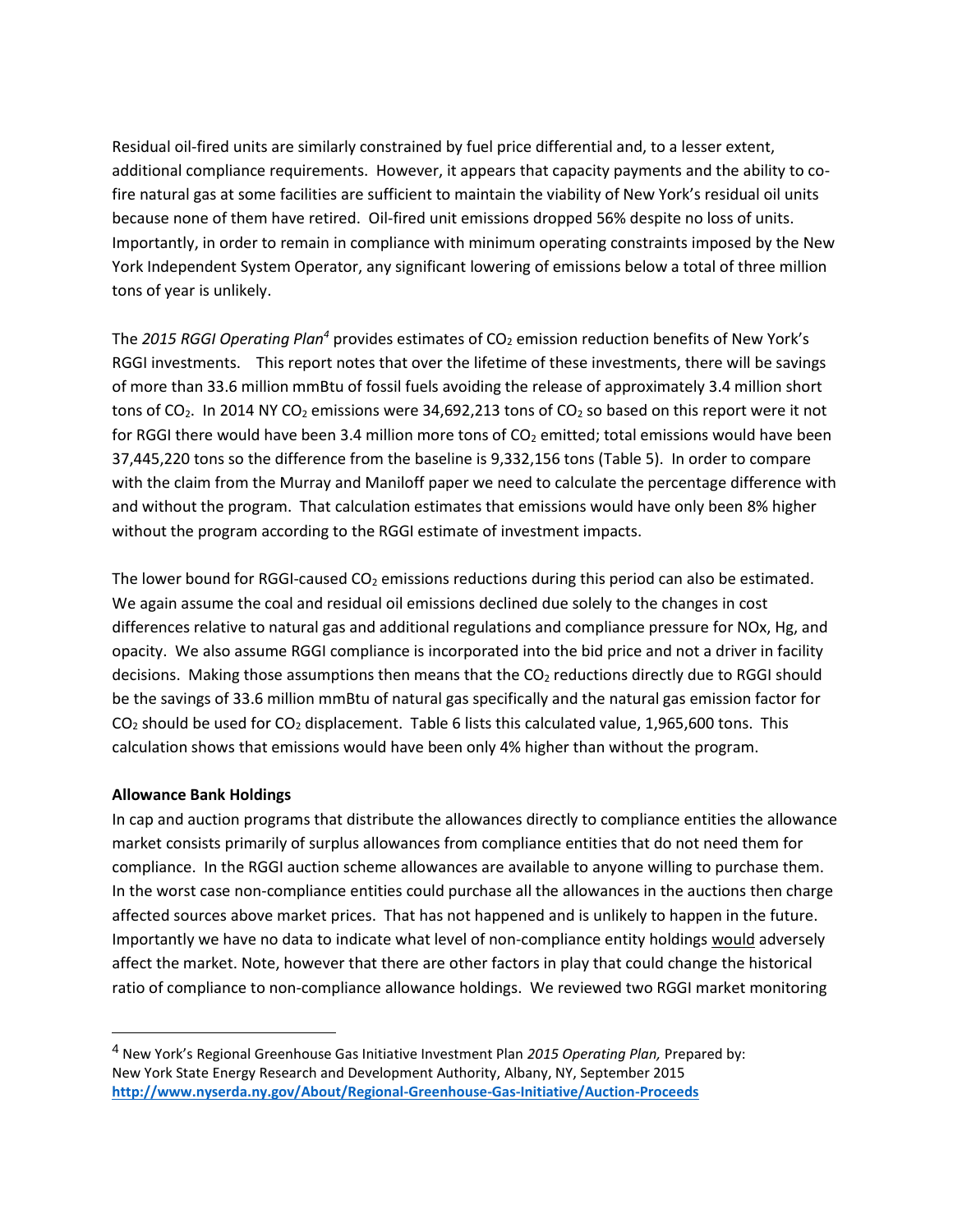Residual oil-fired units are similarly constrained by fuel price differential and, to a lesser extent, additional compliance requirements. However, it appears that capacity payments and the ability to co-fire natural gas at some facilities are sufficient to maintain the viability of New York's residual oil units because none of them have retired. Oil-fired unit emissions dropped 56% despite no loss of units. Importantly, in order to remain in compliance with minimum operating constraints imposed by the New York Independent System Operator, any significant lowering of emissions below a total of three million tons of year is unlikely.

The *2015 RGGI Operating Plan*[4] provides estimates of $CO_2$ emission reduction benefits of New York's RGGI investments. This report notes that over the lifetime of these investments, there will be savings of more than 33.6 million mmBtu of fossil fuels avoiding the release of approximately 3.4 million short tons of $CO_2$. In 2014 NY $CO_2$ emissions were 34,692,213 tons of $CO_2$ so based on this report were it not for RGGI there would have been 3.4 million more tons of $CO_2$ emitted; total emissions would have been 37,445,220 tons so the difference from the baseline is 9,332,156 tons (Table 5). In order to compare with the claim from the Murray and Maniloff paper we need to calculate the percentage difference with and without the program. That calculation estimates that emissions would have only been 8% higher without the program according to the RGGI estimate of investment impacts.

The lower bound for RGGI-caused $CO_2$ emissions reductions during this period can also be estimated. We again assume the coal and residual oil emissions declined due solely to the changes in cost differences relative to natural gas and additional regulations and compliance pressure for NOx, Hg, and opacity. We also assume RGGI compliance is incorporated into the bid price and not a driver in facility decisions. Making those assumptions then means that the $CO_2$ reductions directly due to RGGI should be the savings of 33.6 million mmBtu of natural gas specifically and the natural gas emission factor for $CO_2$ should be used for $CO_2$ displacement. Table 6 lists this calculated value, 1,965,600 tons. This calculation shows that emissions would have been only 4% higher than without the program.

**Allowance Bank Holdings**

In cap and auction programs that distribute the allowances directly to compliance entities the allowance market consists primarily of surplus allowances from compliance entities that do not need them for compliance. In the RGGI auction scheme allowances are available to anyone willing to purchase them. In the worst case non-compliance entities could purchase all the allowances in the auctions then charge affected sources above market prices. That has not happened and is unlikely to happen in the future. Importantly we have no data to indicate what level of non-compliance entity holdings would adversely affect the market. Note, however that there are other factors in play that could change the historical ratio of compliance to non-compliance allowance holdings. We reviewed two RGGI market monitoring

---

[4] New York's Regional Greenhouse Gas Initiative Investment Plan *2015 Operating Plan,* Prepared by: New York State Energy Research and Development Authority, Albany, NY, September 2015 **http://www.nyserda.ny.gov/About/Regional-Greenhouse-Gas-Initiative/Auction-Proceeds**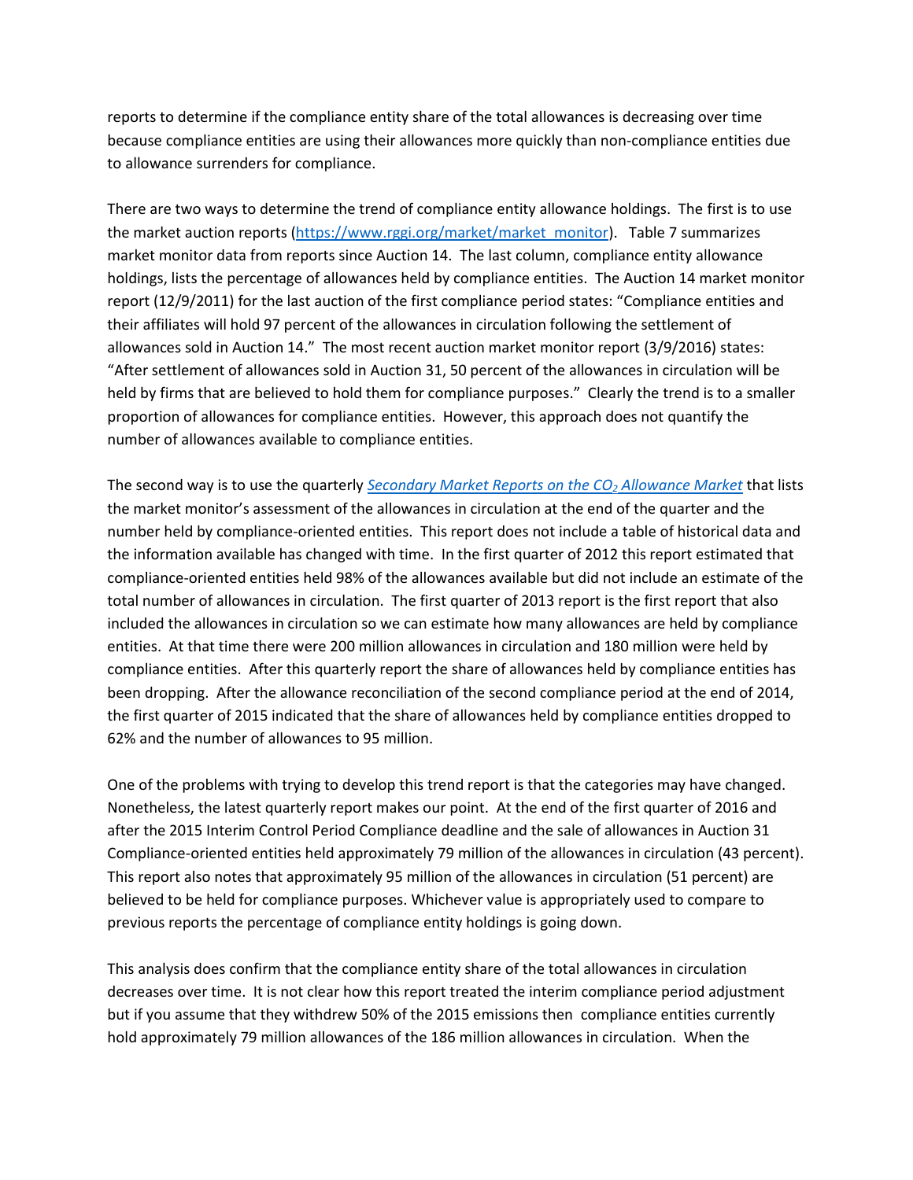reports to determine if the compliance entity share of the total allowances is decreasing over time because compliance entities are using their allowances more quickly than non-compliance entities due to allowance surrenders for compliance.

There are two ways to determine the trend of compliance entity allowance holdings. The first is to use the market auction reports ([https://www.rggi.org/market/market_monitor](https://www.rggi.org/market/market_monitor)). Table 7 summarizes market monitor data from reports since Auction 14. The last column, compliance entity allowance holdings, lists the percentage of allowances held by compliance entities. The Auction 14 market monitor report (12/9/2011) for the last auction of the first compliance period states: "Compliance entities and their affiliates will hold 97 percent of the allowances in circulation following the settlement of allowances sold in Auction 14." The most recent auction market monitor report (3/9/2016) states: "After settlement of allowances sold in Auction 31, 50 percent of the allowances in circulation will be held by firms that are believed to hold them for compliance purposes." Clearly the trend is to a smaller proportion of allowances for compliance entities. However, this approach does not quantify the number of allowances available to compliance entities.

The second way is to use the quarterly *Secondary Market Reports on the $CO_2$ Allowance Market* that lists the market monitor's assessment of the allowances in circulation at the end of the quarter and the number held by compliance-oriented entities. This report does not include a table of historical data and the information available has changed with time. In the first quarter of 2012 this report estimated that compliance-oriented entities held 98% of the allowances available but did not include an estimate of the total number of allowances in circulation. The first quarter of 2013 report is the first report that also included the allowances in circulation so we can estimate how many allowances are held by compliance entities. At that time there were 200 million allowances in circulation and 180 million were held by compliance entities. After this quarterly report the share of allowances held by compliance entities has been dropping. After the allowance reconciliation of the second compliance period at the end of 2014, the first quarter of 2015 indicated that the share of allowances held by compliance entities dropped to 62% and the number of allowances to 95 million.

One of the problems with trying to develop this trend report is that the categories may have changed. Nonetheless, the latest quarterly report makes our point. At the end of the first quarter of 2016 and after the 2015 Interim Control Period Compliance deadline and the sale of allowances in Auction 31 Compliance-oriented entities held approximately 79 million of the allowances in circulation (43 percent). This report also notes that approximately 95 million of the allowances in circulation (51 percent) are believed to be held for compliance purposes. Whichever value is appropriately used to compare to previous reports the percentage of compliance entity holdings is going down.

This analysis does confirm that the compliance entity share of the total allowances in circulation decreases over time. It is not clear how this report treated the interim compliance period adjustment but if you assume that they withdrew 50% of the 2015 emissions then compliance entities currently hold approximately 79 million allowances of the 186 million allowances in circulation. When the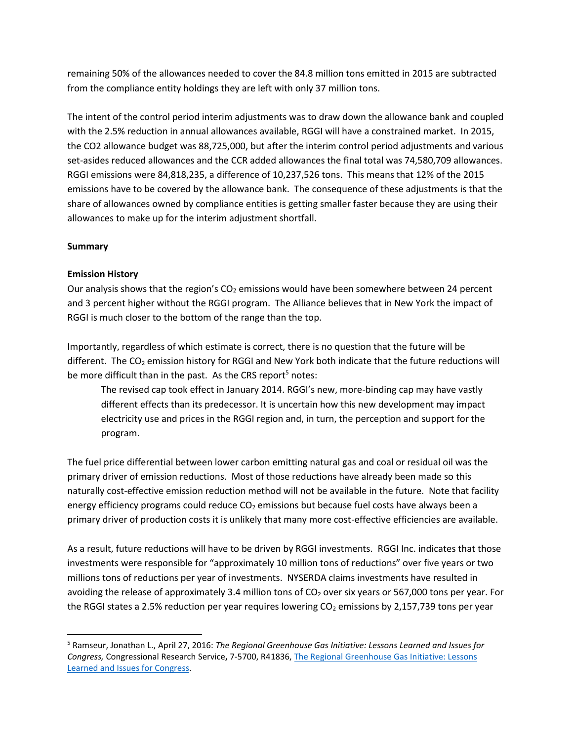remaining 50% of the allowances needed to cover the 84.8 million tons emitted in 2015 are subtracted from the compliance entity holdings they are left with only 37 million tons.

The intent of the control period interim adjustments was to draw down the allowance bank and coupled with the 2.5% reduction in annual allowances available, RGGI will have a constrained market. In 2015, the CO2 allowance budget was 88,725,000, but after the interim control period adjustments and various set-asides reduced allowances and the CCR added allowances the final total was 74,580,709 allowances. RGGI emissions were 84,818,235, a difference of 10,237,526 tons. This means that 12% of the 2015 emissions have to be covered by the allowance bank. The consequence of these adjustments is that the share of allowances owned by compliance entities is getting smaller faster because they are using their allowances to make up for the interim adjustment shortfall.

**Summary**

**Emission History**

Our analysis shows that the region's $CO_2$ emissions would have been somewhere between 24 percent and 3 percent higher without the RGGI program. The Alliance believes that in New York the impact of RGGI is much closer to the bottom of the range than the top.

Importantly, regardless of which estimate is correct, there is no question that the future will be different. The $CO_2$ emission history for RGGI and New York both indicate that the future reductions will be more difficult than in the past. As the CRS report[5] notes:

> The revised cap took effect in January 2014. RGGI's new, more-binding cap may have vastly different effects than its predecessor. It is uncertain how this new development may impact electricity use and prices in the RGGI region and, in turn, the perception and support for the program.

The fuel price differential between lower carbon emitting natural gas and coal or residual oil was the primary driver of emission reductions. Most of those reductions have already been made so this naturally cost-effective emission reduction method will not be available in the future. Note that facility energy efficiency programs could reduce $CO_2$ emissions but because fuel costs have always been a primary driver of production costs it is unlikely that many more cost-effective efficiencies are available.

As a result, future reductions will have to be driven by RGGI investments. RGGI Inc. indicates that those investments were responsible for "approximately 10 million tons of reductions" over five years or two millions tons of reductions per year of investments. NYSERDA claims investments have resulted in avoiding the release of approximately 3.4 million tons of $CO_2$ over six years or 567,000 tons per year. For the RGGI states a 2.5% reduction per year requires lowering $CO_2$ emissions by 2,157,739 tons per year

---

[5] Ramseur, Jonathan L., April 27, 2016: *The Regional Greenhouse Gas Initiative: Lessons Learned and Issues for Congress,* Congressional Research Service**,** 7-5700, R41836, [The Regional Greenhouse Gas Initiative: Lessons Learned and Issues for Congress](The Regional Greenhouse Gas Initiative: Lessons Learned and Issues for Congress).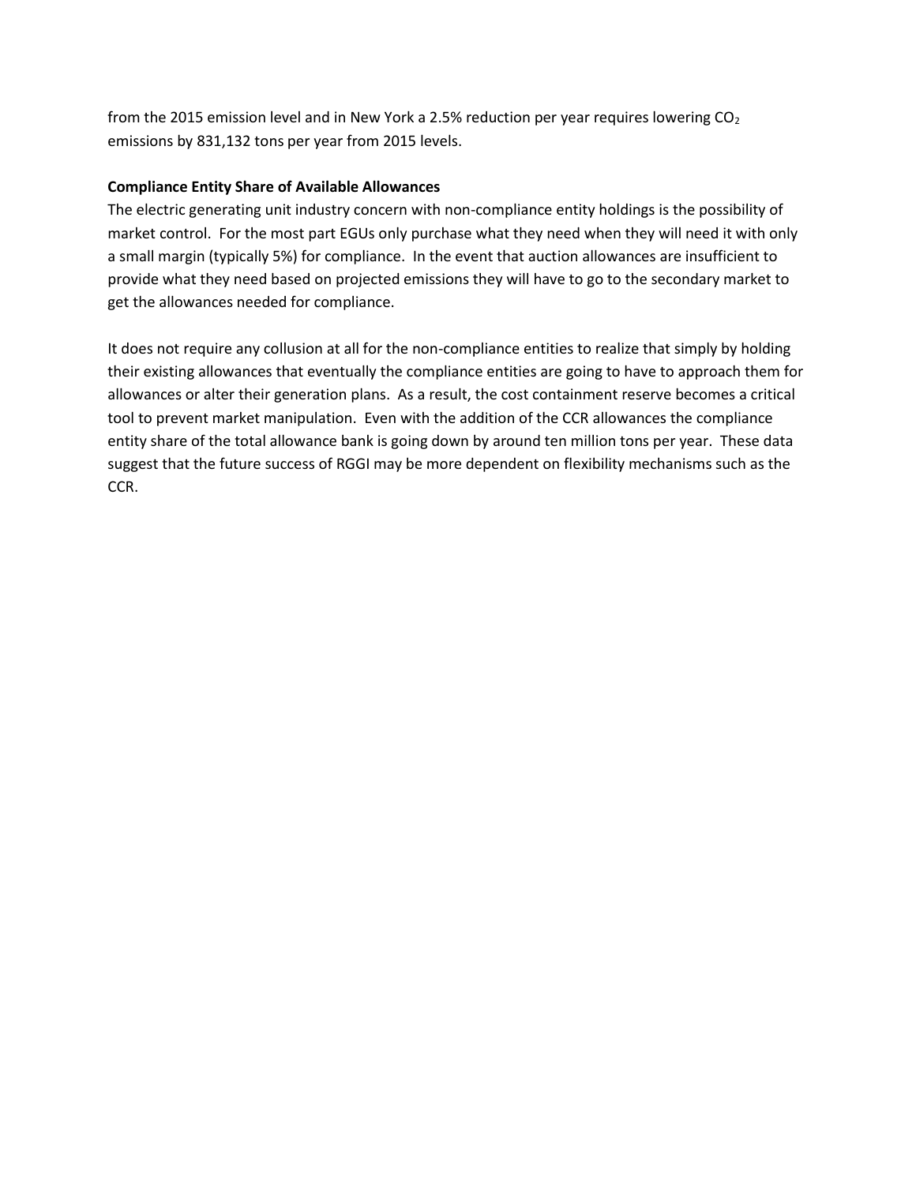from the 2015 emission level and in New York a 2.5% reduction per year requires lowering $CO_2$ emissions by 831,132 tons per year from 2015 levels.

**Compliance Entity Share of Available Allowances**

The electric generating unit industry concern with non-compliance entity holdings is the possibility of market control. For the most part EGUs only purchase what they need when they will need it with only a small margin (typically 5%) for compliance. In the event that auction allowances are insufficient to provide what they need based on projected emissions they will have to go to the secondary market to get the allowances needed for compliance.

It does not require any collusion at all for the non-compliance entities to realize that simply by holding their existing allowances that eventually the compliance entities are going to have to approach them for allowances or alter their generation plans. As a result, the cost containment reserve becomes a critical tool to prevent market manipulation. Even with the addition of the CCR allowances the compliance entity share of the total allowance bank is going down by around ten million tons per year. These data suggest that the future success of RGGI may be more dependent on flexibility mechanisms such as the CCR.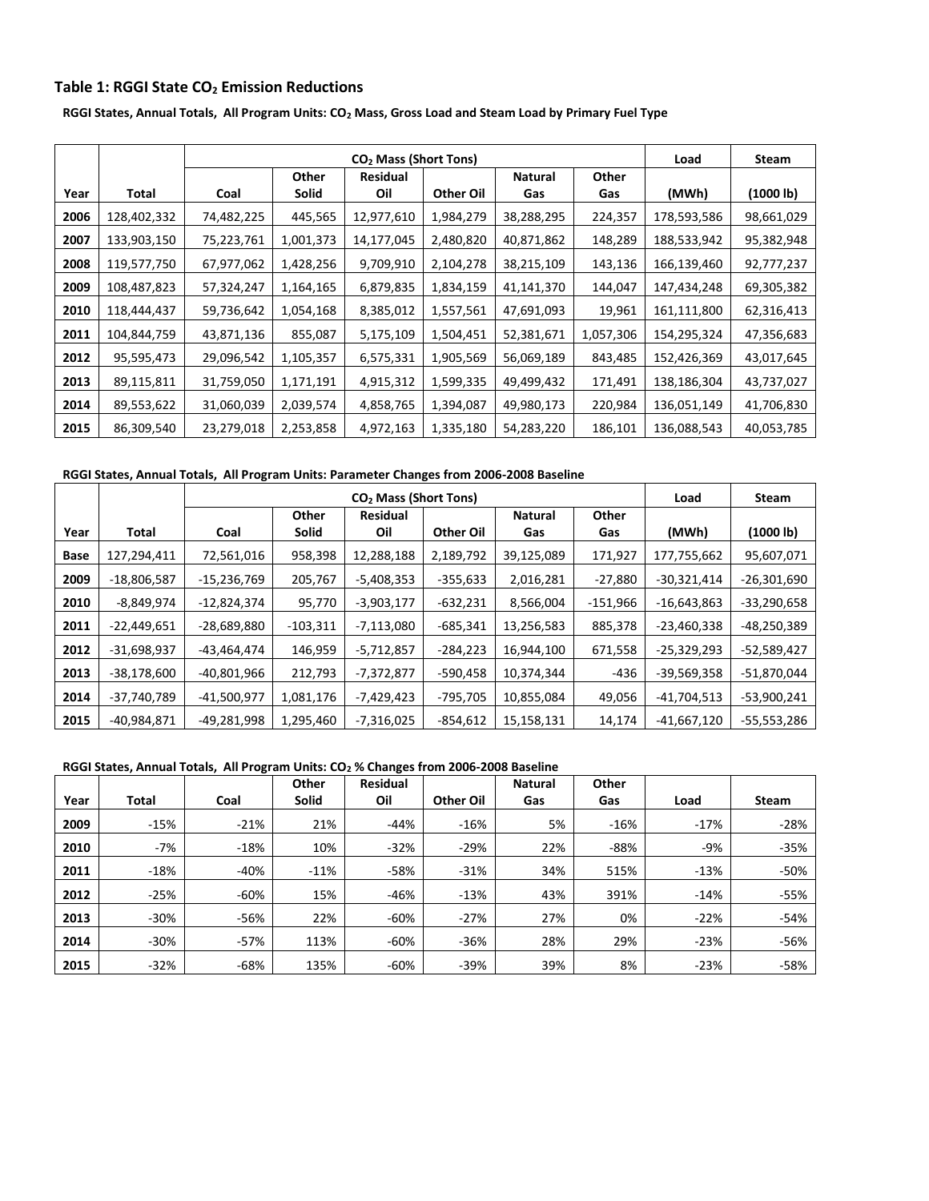### Table 1: RGGI State $CO_2$ Emission Reductions

**RGGI States, Annual Totals, All Program Units: $CO_2$ Mass, Gross Load and Steam Load by Primary Fuel Type**

| | | $CO_2$ Mass (Short Tons) | | | | | | Load | Steam |
|---|---|---|---|---|---|---|---|---|---|
| Year | Total | Coal | Other Solid | Residual Oil | Other Oil | Natural Gas | Other Gas | (MWh) | (1000 lb) |
| 2006 | 128,402,332 | 74,482,225 | 445,565 | 12,977,610 | 1,984,279 | 38,288,295 | 224,357 | 178,593,586 | 98,661,029 |
| 2007 | 133,903,150 | 75,223,761 | 1,001,373 | 14,177,045 | 2,480,820 | 40,871,862 | 148,289 | 188,533,942 | 95,382,948 |
| 2008 | 119,577,750 | 67,977,062 | 1,428,256 | 9,709,910 | 2,104,278 | 38,215,109 | 143,136 | 166,139,460 | 92,777,237 |
| 2009 | 108,487,823 | 57,324,247 | 1,164,165 | 6,879,835 | 1,834,159 | 41,141,370 | 144,047 | 147,434,248 | 69,305,382 |
| 2010 | 118,444,437 | 59,736,642 | 1,054,168 | 8,385,012 | 1,557,561 | 47,691,093 | 19,961 | 161,111,800 | 62,316,413 |
| 2011 | 104,844,759 | 43,871,136 | 855,087 | 5,175,109 | 1,504,451 | 52,381,671 | 1,057,306 | 154,295,324 | 47,356,683 |
| 2012 | 95,595,473 | 29,096,542 | 1,105,357 | 6,575,331 | 1,905,569 | 56,069,189 | 843,485 | 152,426,369 | 43,017,645 |
| 2013 | 89,115,811 | 31,759,050 | 1,171,191 | 4,915,312 | 1,599,335 | 49,499,432 | 171,491 | 138,186,304 | 43,737,027 |
| 2014 | 89,553,622 | 31,060,039 | 2,039,574 | 4,858,765 | 1,394,087 | 49,980,173 | 220,984 | 136,051,149 | 41,706,830 |
| 2015 | 86,309,540 | 23,279,018 | 2,253,858 | 4,972,163 | 1,335,180 | 54,283,220 | 186,101 | 136,088,543 | 40,053,785 |

**RGGI States, Annual Totals, All Program Units: Parameter Changes from 2006-2008 Baseline**

| | | $CO_2$ Mass (Short Tons) | | | | | | Load | Steam |
|---|---|---|---|---|---|---|---|---|---|
| Year | Total | Coal | Other Solid | Residual Oil | Other Oil | Natural Gas | Other Gas | (MWh) | (1000 lb) |
| Base | 127,294,411 | 72,561,016 | 958,398 | 12,288,188 | 2,189,792 | 39,125,089 | 171,927 | 177,755,662 | 95,607,071 |
| 2009 | -18,806,587 | -15,236,769 | 205,767 | -5,408,353 | -355,633 | 2,016,281 | -27,880 | -30,321,414 | -26,301,690 |
| 2010 | -8,849,974 | -12,824,374 | 95,770 | -3,903,177 | -632,231 | 8,566,004 | -151,966 | -16,643,863 | -33,290,658 |
| 2011 | -22,449,651 | -28,689,880 | -103,311 | -7,113,080 | -685,341 | 13,256,583 | 885,378 | -23,460,338 | -48,250,389 |
| 2012 | -31,698,937 | -43,464,474 | 146,959 | -5,712,857 | -284,223 | 16,944,100 | 671,558 | -25,329,293 | -52,589,427 |
| 2013 | -38,178,600 | -40,801,966 | 212,793 | -7,372,877 | -590,458 | 10,374,344 | -436 | -39,569,358 | -51,870,044 |
| 2014 | -37,740,789 | -41,500,977 | 1,081,176 | -7,429,423 | -795,705 | 10,855,084 | 49,056 | -41,704,513 | -53,900,241 |
| 2015 | -40,984,871 | -49,281,998 | 1,295,460 | -7,316,025 | -854,612 | 15,158,131 | 14,174 | -41,667,120 | -55,553,286 |

**RGGI States, Annual Totals, All Program Units: $CO_2$ % Changes from 2006-2008 Baseline**

| Year | Total | Coal | Other Solid | Residual Oil | Other Oil | Natural Gas | Other Gas | Load | Steam |
|---|---|---|---|---|---|---|---|---|---|
| 2009 | -15% | -21% | 21% | -44% | -16% | 5% | -16% | -17% | -28% |
| 2010 | -7% | -18% | 10% | -32% | -29% | 22% | -88% | -9% | -35% |
| 2011 | -18% | -40% | -11% | -58% | -31% | 34% | 515% | -13% | -50% |
| 2012 | -25% | -60% | 15% | -46% | -13% | 43% | 391% | -14% | -55% |
| 2013 | -30% | -56% | 22% | -60% | -27% | 27% | 0% | -22% | -54% |
| 2014 | -30% | -57% | 113% | -60% | -36% | 28% | 29% | -23% | -56% |
| 2015 | -32% | -68% | 135% | -60% | -39% | 39% | 8% | -23% | -58% |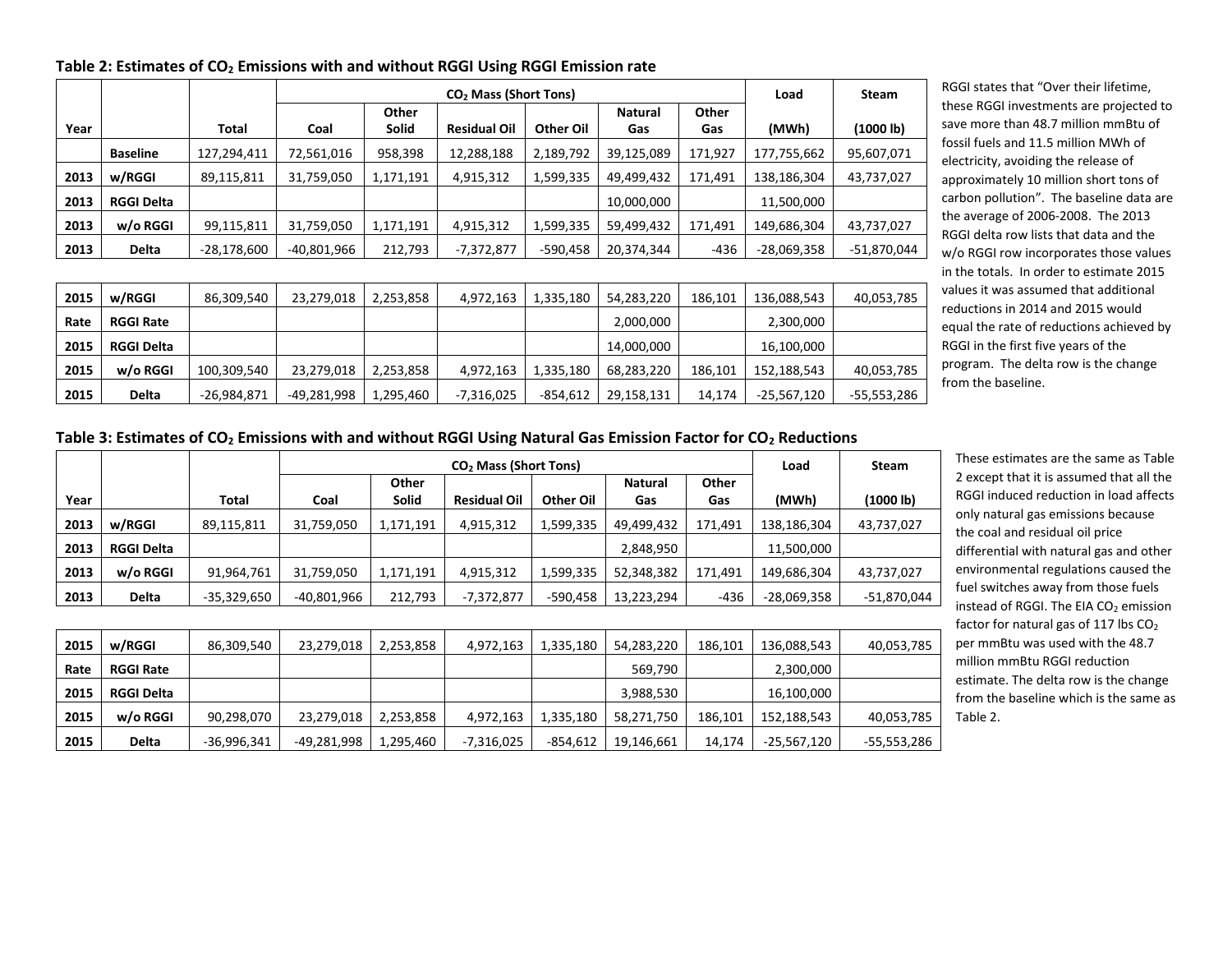### Table 2: Estimates of $CO_2$ Emissions with and without RGGI Using RGGI Emission rate

| | | | $CO_2$ Mass (Short Tons) | | | | | | Load | Steam |
|---|---|---|---|---|---|---|---|---|---|---|
| Year | | Total | Coal | Other Solid | Residual Oil | Other Oil | Natural Gas | Other Gas | (MWh) | (1000 lb) |
| | Baseline | 127,294,411 | 72,561,016 | 958,398 | 12,288,188 | 2,189,792 | 39,125,089 | 171,927 | 177,755,662 | 95,607,071 |
| 2013 | w/RGGI | 89,115,811 | 31,759,050 | 1,171,191 | 4,915,312 | 1,599,335 | 49,499,432 | 171,491 | 138,186,304 | 43,737,027 |
| 2013 | RGGI Delta | | | | | | 10,000,000 | | 11,500,000 | |
| 2013 | w/o RGGI | 99,115,811 | 31,759,050 | 1,171,191 | 4,915,312 | 1,599,335 | 59,499,432 | 171,491 | 149,686,304 | 43,737,027 |
| 2013 | Delta | -28,178,600 | -40,801,966 | 212,793 | -7,372,877 | -590,458 | 20,374,344 | -436 | -28,069,358 | -51,870,044 |
| | | | | | | | | | | |
| 2015 | w/RGGI | 86,309,540 | 23,279,018 | 2,253,858 | 4,972,163 | 1,335,180 | 54,283,220 | 186,101 | 136,088,543 | 40,053,785 |
| Rate | RGGI Rate | | | | | | 2,000,000 | | 2,300,000 | |
| 2015 | RGGI Delta | | | | | | 14,000,000 | | 16,100,000 | |
| 2015 | w/o RGGI | 100,309,540 | 23,279,018 | 2,253,858 | 4,972,163 | 1,335,180 | 68,283,220 | 186,101 | 152,188,543 | 40,053,785 |
| 2015 | Delta | -26,984,871 | -49,281,998 | 1,295,460 | -7,316,025 | -854,612 | 29,158,131 | 14,174 | -25,567,120 | -55,553,286 |

RGGI states that "Over their lifetime, these RGGI investments are projected to save more than 48.7 million mmBtu of fossil fuels and 11.5 million MWh of electricity, avoiding the release of approximately 10 million short tons of carbon pollution". The baseline data are the average of 2006-2008. The 2013 RGGI delta row lists that data and the w/o RGGI row incorporates those values in the totals. In order to estimate 2015 values it was assumed that additional reductions in 2014 and 2015 would equal the rate of reductions achieved by RGGI in the first five years of the program. The delta row is the change from the baseline.

### Table 3: Estimates of $CO_2$ Emissions with and without RGGI Using Natural Gas Emission Factor for $CO_2$ Reductions

| | | | $CO_2$ Mass (Short Tons) | | | | | | Load | Steam |
|---|---|---|---|---|---|---|---|---|---|---|
| Year | | Total | Coal | Other Solid | Residual Oil | Other Oil | Natural Gas | Other Gas | (MWh) | (1000 lb) |
| 2013 | w/RGGI | 89,115,811 | 31,759,050 | 1,171,191 | 4,915,312 | 1,599,335 | 49,499,432 | 171,491 | 138,186,304 | 43,737,027 |
| 2013 | RGGI Delta | | | | | | 2,848,950 | | 11,500,000 | |
| 2013 | w/o RGGI | 91,964,761 | 31,759,050 | 1,171,191 | 4,915,312 | 1,599,335 | 52,348,382 | 171,491 | 149,686,304 | 43,737,027 |
| 2013 | Delta | -35,329,650 | -40,801,966 | 212,793 | -7,372,877 | -590,458 | 13,223,294 | -436 | -28,069,358 | -51,870,044 |
| | | | | | | | | | | |
| 2015 | w/RGGI | 86,309,540 | 23,279,018 | 2,253,858 | 4,972,163 | 1,335,180 | 54,283,220 | 186,101 | 136,088,543 | 40,053,785 |
| Rate | RGGI Rate | | | | | | 569,790 | | 2,300,000 | |
| 2015 | RGGI Delta | | | | | | 3,988,530 | | 16,100,000 | |
| 2015 | w/o RGGI | 90,298,070 | 23,279,018 | 2,253,858 | 4,972,163 | 1,335,180 | 58,271,750 | 186,101 | 152,188,543 | 40,053,785 |
| 2015 | Delta | -36,996,341 | -49,281,998 | 1,295,460 | -7,316,025 | -854,612 | 19,146,661 | 14,174 | -25,567,120 | -55,553,286 |

These estimates are the same as Table 2 except that it is assumed that all the RGGI induced reduction in load affects only natural gas emissions because the coal and residual oil price differential with natural gas and other environmental regulations caused the fuel switches away from those fuels instead of RGGI. The EIA $CO_2$ emission factor for natural gas of 117 lbs $CO_2$ per mmBtu was used with the 48.7 million mmBtu RGGI reduction estimate. The delta row is the change from the baseline which is the same as Table 2.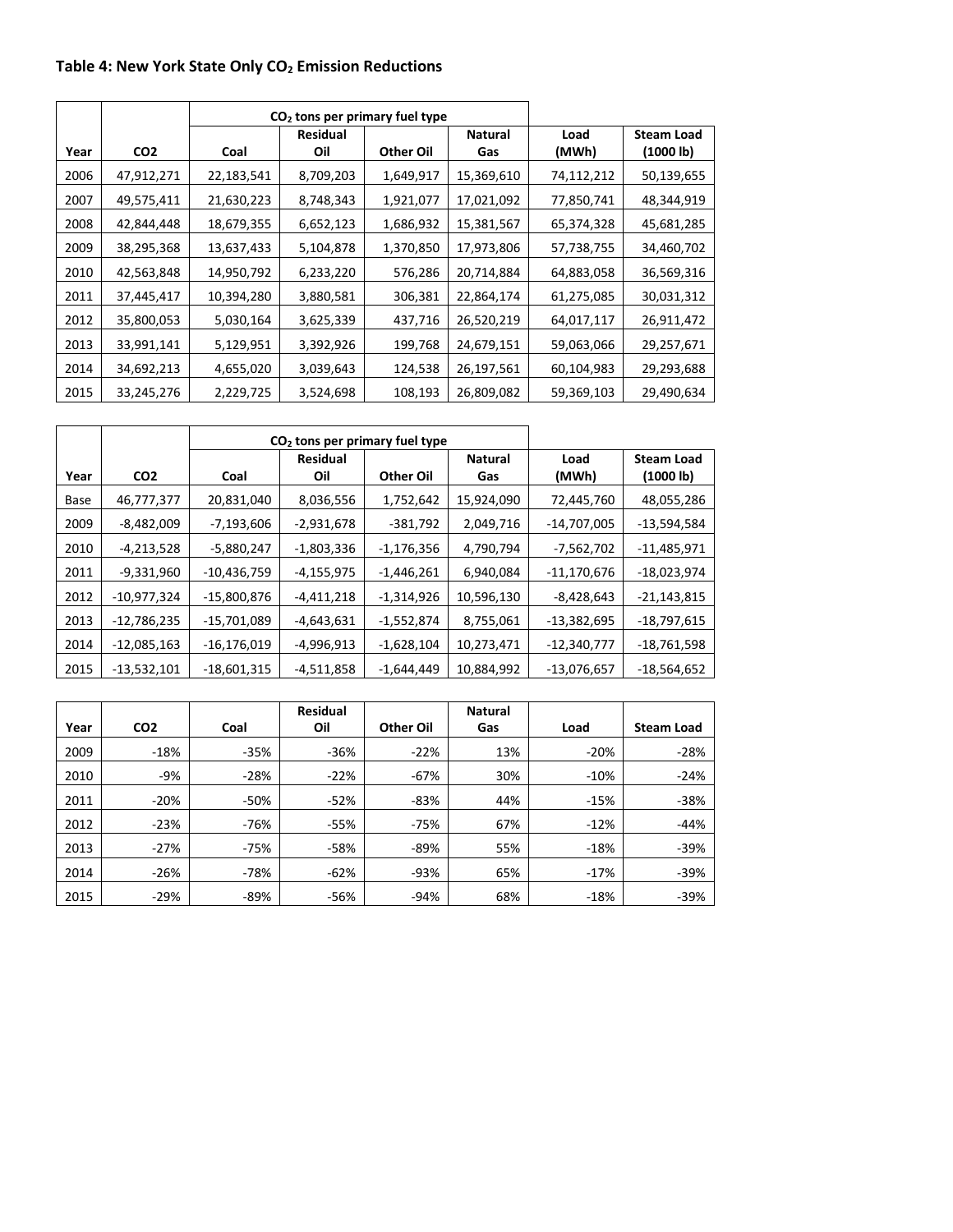### Table 4: New York State Only $CO_2$ Emission Reductions

| Year | CO2 | $CO_2$ tons per primary fuel type | | | | Load (MWh) | Steam Load (1000 lb) |
|---|---|---|---|---|---|---|---|
| | | Coal | Residual Oil | Other Oil | Natural Gas | | |
| 2006 | 47,912,271 | 22,183,541 | 8,709,203 | 1,649,917 | 15,369,610 | 74,112,212 | 50,139,655 |
| 2007 | 49,575,411 | 21,630,223 | 8,748,343 | 1,921,077 | 17,021,092 | 77,850,741 | 48,344,919 |
| 2008 | 42,844,448 | 18,679,355 | 6,652,123 | 1,686,932 | 15,381,567 | 65,374,328 | 45,681,285 |
| 2009 | 38,295,368 | 13,637,433 | 5,104,878 | 1,370,850 | 17,973,806 | 57,738,755 | 34,460,702 |
| 2010 | 42,563,848 | 14,950,792 | 6,233,220 | 576,286 | 20,714,884 | 64,883,058 | 36,569,316 |
| 2011 | 37,445,417 | 10,394,280 | 3,880,581 | 306,381 | 22,864,174 | 61,275,085 | 30,031,312 |
| 2012 | 35,800,053 | 5,030,164 | 3,625,339 | 437,716 | 26,520,219 | 64,017,117 | 26,911,472 |
| 2013 | 33,991,141 | 5,129,951 | 3,392,926 | 199,768 | 24,679,151 | 59,063,066 | 29,257,671 |
| 2014 | 34,692,213 | 4,655,020 | 3,039,643 | 124,538 | 26,197,561 | 60,104,983 | 29,293,688 |
| 2015 | 33,245,276 | 2,229,725 | 3,524,698 | 108,193 | 26,809,082 | 59,369,103 | 29,490,634 |

| Year | CO2 | $CO_2$ tons per primary fuel type | | | | Load (MWh) | Steam Load (1000 lb) |
|---|---|---|---|---|---|---|---|
| | | Coal | Residual Oil | Other Oil | Natural Gas | | |
| Base | 46,777,377 | 20,831,040 | 8,036,556 | 1,752,642 | 15,924,090 | 72,445,760 | 48,055,286 |
| 2009 | -8,482,009 | -7,193,606 | -2,931,678 | -381,792 | 2,049,716 | -14,707,005 | -13,594,584 |
| 2010 | -4,213,528 | -5,880,247 | -1,803,336 | -1,176,356 | 4,790,794 | -7,562,702 | -11,485,971 |
| 2011 | -9,331,960 | -10,436,759 | -4,155,975 | -1,446,261 | 6,940,084 | -11,170,676 | -18,023,974 |
| 2012 | -10,977,324 | -15,800,876 | -4,411,218 | -1,314,926 | 10,596,130 | -8,428,643 | -21,143,815 |
| 2013 | -12,786,235 | -15,701,089 | -4,643,631 | -1,552,874 | 8,755,061 | -13,382,695 | -18,797,615 |
| 2014 | -12,085,163 | -16,176,019 | -4,996,913 | -1,628,104 | 10,273,471 | -12,340,777 | -18,761,598 |
| 2015 | -13,532,101 | -18,601,315 | -4,511,858 | -1,644,449 | 10,884,992 | -13,076,657 | -18,564,652 |

| Year | CO2 | Coal | Residual Oil | Other Oil | Natural Gas | Load | Steam Load |
|---|---|---|---|---|---|---|---|
| 2009 | -18% | -35% | -36% | -22% | 13% | -20% | -28% |
| 2010 | -9% | -28% | -22% | -67% | 30% | -10% | -24% |
| 2011 | -20% | -50% | -52% | -83% | 44% | -15% | -38% |
| 2012 | -23% | -76% | -55% | -75% | 67% | -12% | -44% |
| 2013 | -27% | -75% | -58% | -89% | 55% | -18% | -39% |
| 2014 | -26% | -78% | -62% | -93% | 65% | -17% | -39% |
| 2015 | -29% | -89% | -56% | -94% | 68% | -18% | -39% |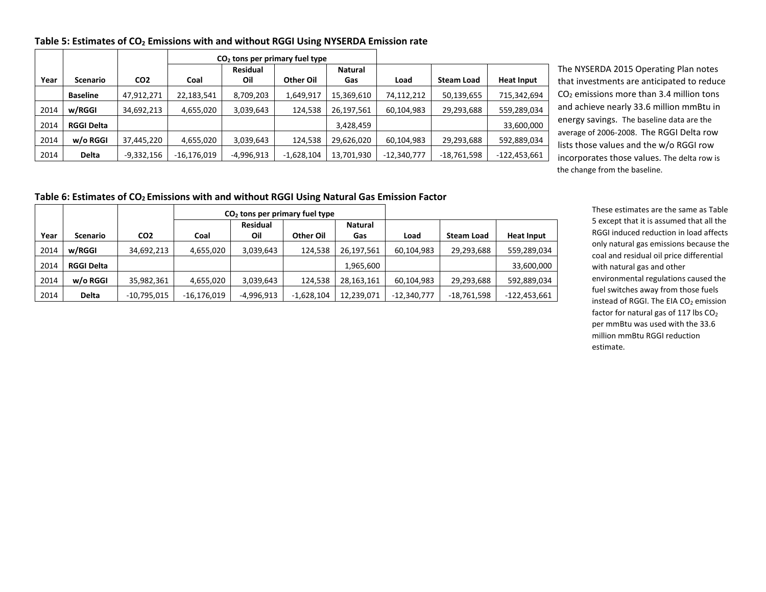### Table 5: Estimates of $CO_2$ Emissions with and without RGGI Using NYSERDA Emission rate

| | | | $CO_2$ tons per primary fuel type | | | | | | |
|---|---|---|---|---|---|---|---|---|---|
| **Year** | **Scenario** | **CO2** | **Coal** | **Residual Oil** | **Other Oil** | **Natural Gas** | **Load** | **Steam Load** | **Heat Input** |
| | **Baseline** | 47,912,271 | 22,183,541 | 8,709,203 | 1,649,917 | 15,369,610 | 74,112,212 | 50,139,655 | 715,342,694 |
| 2014 | **w/RGGI** | 34,692,213 | 4,655,020 | 3,039,643 | 124,538 | 26,197,561 | 60,104,983 | 29,293,688 | 559,289,034 |
| 2014 | **RGGI Delta** | | | | | 3,428,459 | | | 33,600,000 |
| 2014 | **w/o RGGI** | 37,445,220 | 4,655,020 | 3,039,643 | 124,538 | 29,626,020 | 60,104,983 | 29,293,688 | 592,889,034 |
| 2014 | **Delta** | -9,332,156 | -16,176,019 | -4,996,913 | -1,628,104 | 13,701,930 | -12,340,777 | -18,761,598 | -122,453,661 |

The NYSERDA 2015 Operating Plan notes that investments are anticipated to reduce $CO_2$ emissions more than 3.4 million tons and achieve nearly 33.6 million mmBtu in energy savings. The baseline data are the average of 2006-2008. The RGGI Delta row lists those values and the w/o RGGI row incorporates those values. The delta row is the change from the baseline.

### Table 6: Estimates of $CO_2$ Emissions with and without RGGI Using Natural Gas Emission Factor

| | | | $CO_2$ tons per primary fuel type | | | | | | |
|---|---|---|---|---|---|---|---|---|---|
| **Year** | **Scenario** | **CO2** | **Coal** | **Residual Oil** | **Other Oil** | **Natural Gas** | **Load** | **Steam Load** | **Heat Input** |
| 2014 | **w/RGGI** | 34,692,213 | 4,655,020 | 3,039,643 | 124,538 | 26,197,561 | 60,104,983 | 29,293,688 | 559,289,034 |
| 2014 | **RGGI Delta** | | | | | 1,965,600 | | | 33,600,000 |
| 2014 | **w/o RGGI** | 35,982,361 | 4,655,020 | 3,039,643 | 124,538 | 28,163,161 | 60,104,983 | 29,293,688 | 592,889,034 |
| 2014 | **Delta** | -10,795,015 | -16,176,019 | -4,996,913 | -1,628,104 | 12,239,071 | -12,340,777 | -18,761,598 | -122,453,661 |

These estimates are the same as Table 5 except that it is assumed that all the RGGI induced reduction in load affects only natural gas emissions because the coal and residual oil price differential with natural gas and other environmental regulations caused the fuel switches away from those fuels instead of RGGI. The EIA $CO_2$ emission factor for natural gas of 117 lbs $CO_2$ per mmBtu was used with the 33.6 million mmBtu RGGI reduction estimate.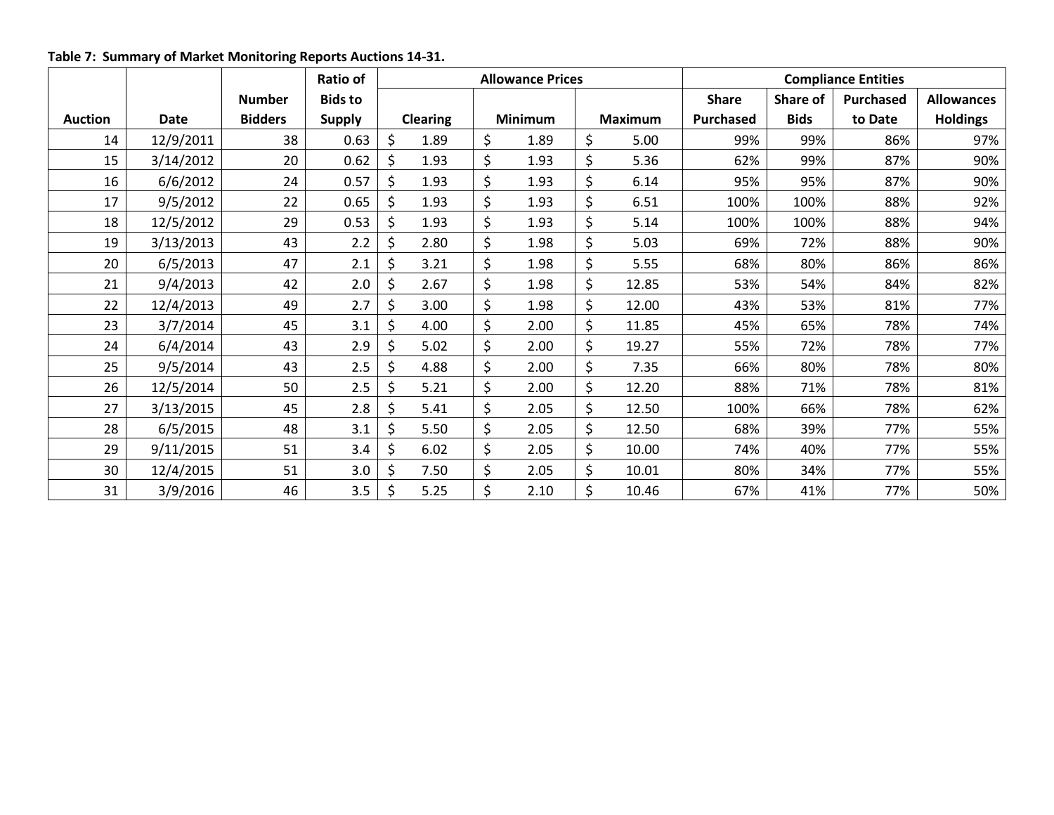**Table 7: Summary of Market Monitoring Reports Auctions 14-31.**

| Auction | Date | Number Bidders | Ratio of Bids to Supply | Allowance Prices | | | Compliance Entities | | | |
|---|---|---|---|---|---|---|---|---|---|---|
| | | | | Clearing | Minimum | Maximum | Share Purchased | Share of Bids | Purchased to Date | Allowances Holdings |
| 14 | 12/9/2011 | 38 | 0.63 | $ 1.89 | $ 1.89 | $ 5.00 | 99% | 99% | 86% | 97% |
| 15 | 3/14/2012 | 20 | 0.62 | $ 1.93 | $ 1.93 | $ 5.36 | 62% | 99% | 87% | 90% |
| 16 | 6/6/2012 | 24 | 0.57 | $ 1.93 | $ 1.93 | $ 6.14 | 95% | 95% | 87% | 90% |
| 17 | 9/5/2012 | 22 | 0.65 | $ 1.93 | $ 1.93 | $ 6.51 | 100% | 100% | 88% | 92% |
| 18 | 12/5/2012 | 29 | 0.53 | $ 1.93 | $ 1.93 | $ 5.14 | 100% | 100% | 88% | 94% |
| 19 | 3/13/2013 | 43 | 2.2 | $ 2.80 | $ 1.98 | $ 5.03 | 69% | 72% | 88% | 90% |
| 20 | 6/5/2013 | 47 | 2.1 | $ 3.21 | $ 1.98 | $ 5.55 | 68% | 80% | 86% | 86% |
| 21 | 9/4/2013 | 42 | 2.0 | $ 2.67 | $ 1.98 | $ 12.85 | 53% | 54% | 84% | 82% |
| 22 | 12/4/2013 | 49 | 2.7 | $ 3.00 | $ 1.98 | $ 12.00 | 43% | 53% | 81% | 77% |
| 23 | 3/7/2014 | 45 | 3.1 | $ 4.00 | $ 2.00 | $ 11.85 | 45% | 65% | 78% | 74% |
| 24 | 6/4/2014 | 43 | 2.9 | $ 5.02 | $ 2.00 | $ 19.27 | 55% | 72% | 78% | 77% |
| 25 | 9/5/2014 | 43 | 2.5 | $ 4.88 | $ 2.00 | $ 7.35 | 66% | 80% | 78% | 80% |
| 26 | 12/5/2014 | 50 | 2.5 | $ 5.21 | $ 2.00 | $ 12.20 | 88% | 71% | 78% | 81% |
| 27 | 3/13/2015 | 45 | 2.8 | $ 5.41 | $ 2.05 | $ 12.50 | 100% | 66% | 78% | 62% |
| 28 | 6/5/2015 | 48 | 3.1 | $ 5.50 | $ 2.05 | $ 12.50 | 68% | 39% | 77% | 55% |
| 29 | 9/11/2015 | 51 | 3.4 | $ 6.02 | $ 2.05 | $ 10.00 | 74% | 40% | 77% | 55% |
| 30 | 12/4/2015 | 51 | 3.0 | $ 7.50 | $ 2.05 | $ 10.01 | 80% | 34% | 77% | 55% |
| 31 | 3/9/2016 | 46 | 3.5 | $ 5.25 | $ 2.10 | $ 10.46 | 67% | 41% | 77% | 50% |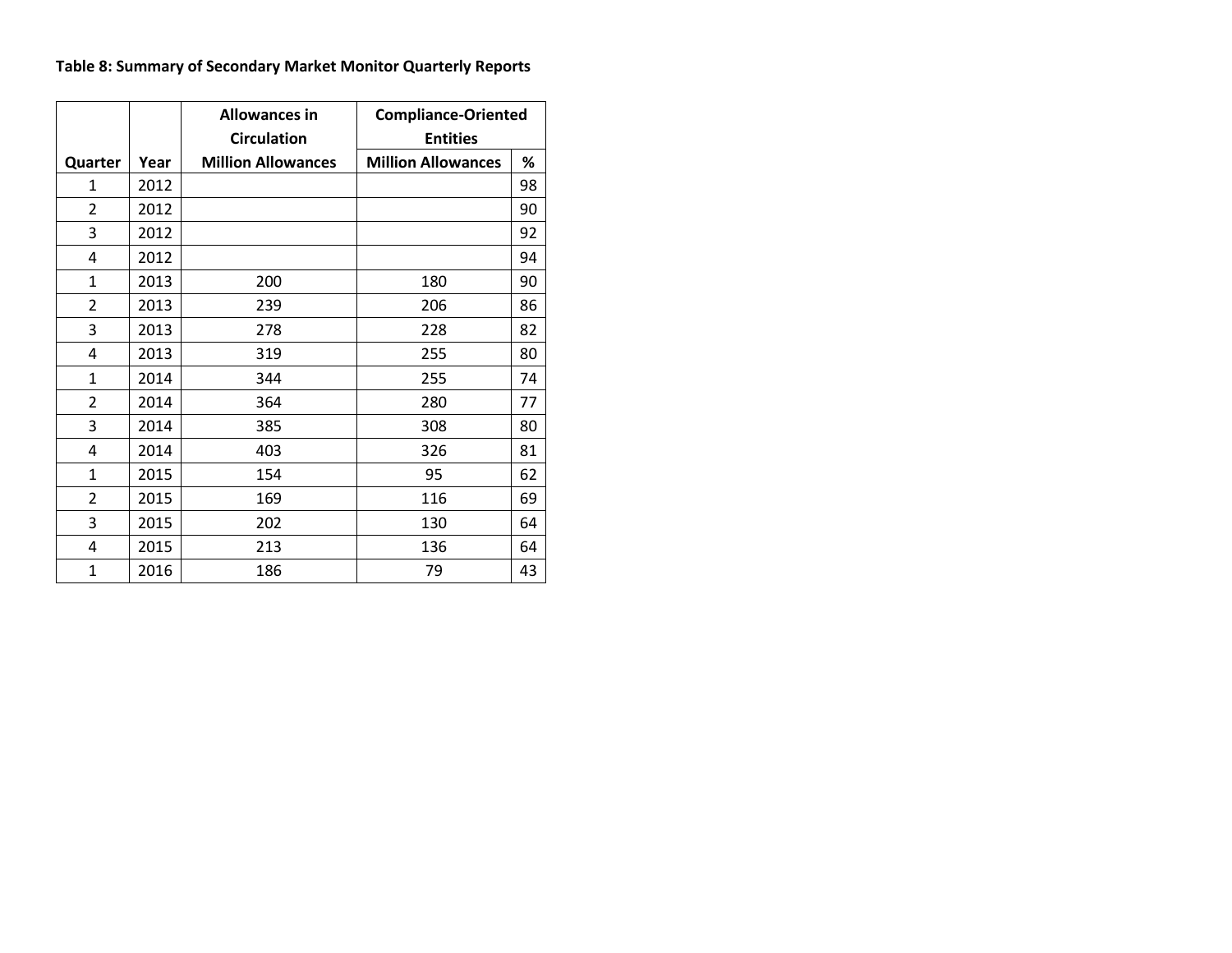**Table 8: Summary of Secondary Market Monitor Quarterly Reports**

| | | Allowances in Circulation | Compliance-Oriented Entities | |
|---|---|---|---|---|
| Quarter | Year | Million Allowances | Million Allowances | % |
| 1 | 2012 | | | 98 |
| 2 | 2012 | | | 90 |
| 3 | 2012 | | | 92 |
| 4 | 2012 | | | 94 |
| 1 | 2013 | 200 | 180 | 90 |
| 2 | 2013 | 239 | 206 | 86 |
| 3 | 2013 | 278 | 228 | 82 |
| 4 | 2013 | 319 | 255 | 80 |
| 1 | 2014 | 344 | 255 | 74 |
| 2 | 2014 | 364 | 280 | 77 |
| 3 | 2014 | 385 | 308 | 80 |
| 4 | 2014 | 403 | 326 | 81 |
| 1 | 2015 | 154 | 95 | 62 |
| 2 | 2015 | 169 | 116 | 69 |
| 3 | 2015 | 202 | 130 | 64 |
| 4 | 2015 | 213 | 136 | 64 |
| 1 | 2016 | 186 | 79 | 43 |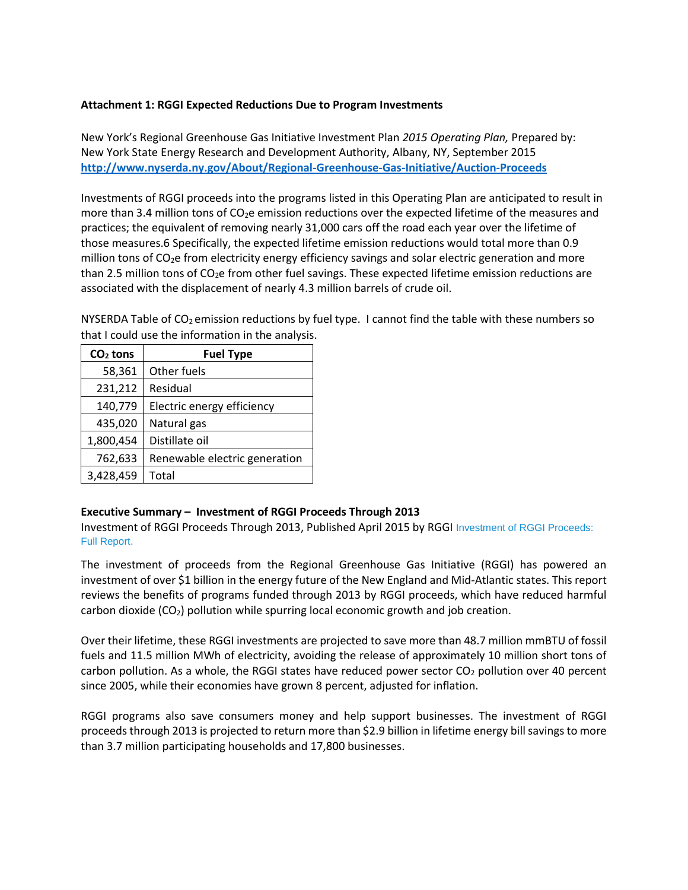**Attachment 1: RGGI Expected Reductions Due to Program Investments**

New York's Regional Greenhouse Gas Initiative Investment Plan *2015 Operating Plan,* Prepared by: New York State Energy Research and Development Authority, Albany, NY, September 2015
**http://www.nyserda.ny.gov/About/Regional-Greenhouse-Gas-Initiative/Auction-Proceeds**

Investments of RGGI proceeds into the programs listed in this Operating Plan are anticipated to result in more than 3.4 million tons of $CO_2e$ emission reductions over the expected lifetime of the measures and practices; the equivalent of removing nearly 31,000 cars off the road each year over the lifetime of those measures.6 Specifically, the expected lifetime emission reductions would total more than 0.9 million tons of $CO_2e$ from electricity energy efficiency savings and solar electric generation and more than 2.5 million tons of $CO_2e$ from other fuel savings. These expected lifetime emission reductions are associated with the displacement of nearly 4.3 million barrels of crude oil.

NYSERDA Table of $CO_2$ emission reductions by fuel type. I cannot find the table with these numbers so that I could use the information in the analysis.

| $CO_2$ tons | Fuel Type |
|---|---|
| 58,361 | Other fuels |
| 231,212 | Residual |
| 140,779 | Electric energy efficiency |
| 435,020 | Natural gas |
| 1,800,454 | Distillate oil |
| 762,633 | Renewable electric generation |
| 3,428,459 | Total |

**Executive Summary – Investment of RGGI Proceeds Through 2013**

Investment of RGGI Proceeds Through 2013, Published April 2015 by RGGI Investment of RGGI Proceeds: Full Report.

The investment of proceeds from the Regional Greenhouse Gas Initiative (RGGI) has powered an investment of over $1 billion in the energy future of the New England and Mid-Atlantic states. This report reviews the benefits of programs funded through 2013 by RGGI proceeds, which have reduced harmful carbon dioxide ($CO_2$) pollution while spurring local economic growth and job creation.

Over their lifetime, these RGGI investments are projected to save more than 48.7 million mmBTU of fossil fuels and 11.5 million MWh of electricity, avoiding the release of approximately 10 million short tons of carbon pollution. As a whole, the RGGI states have reduced power sector $CO_2$ pollution over 40 percent since 2005, while their economies have grown 8 percent, adjusted for inflation.

RGGI programs also save consumers money and help support businesses. The investment of RGGI proceeds through 2013 is projected to return more than $2.9 billion in lifetime energy bill savings to more than 3.7 million participating households and 17,800 businesses.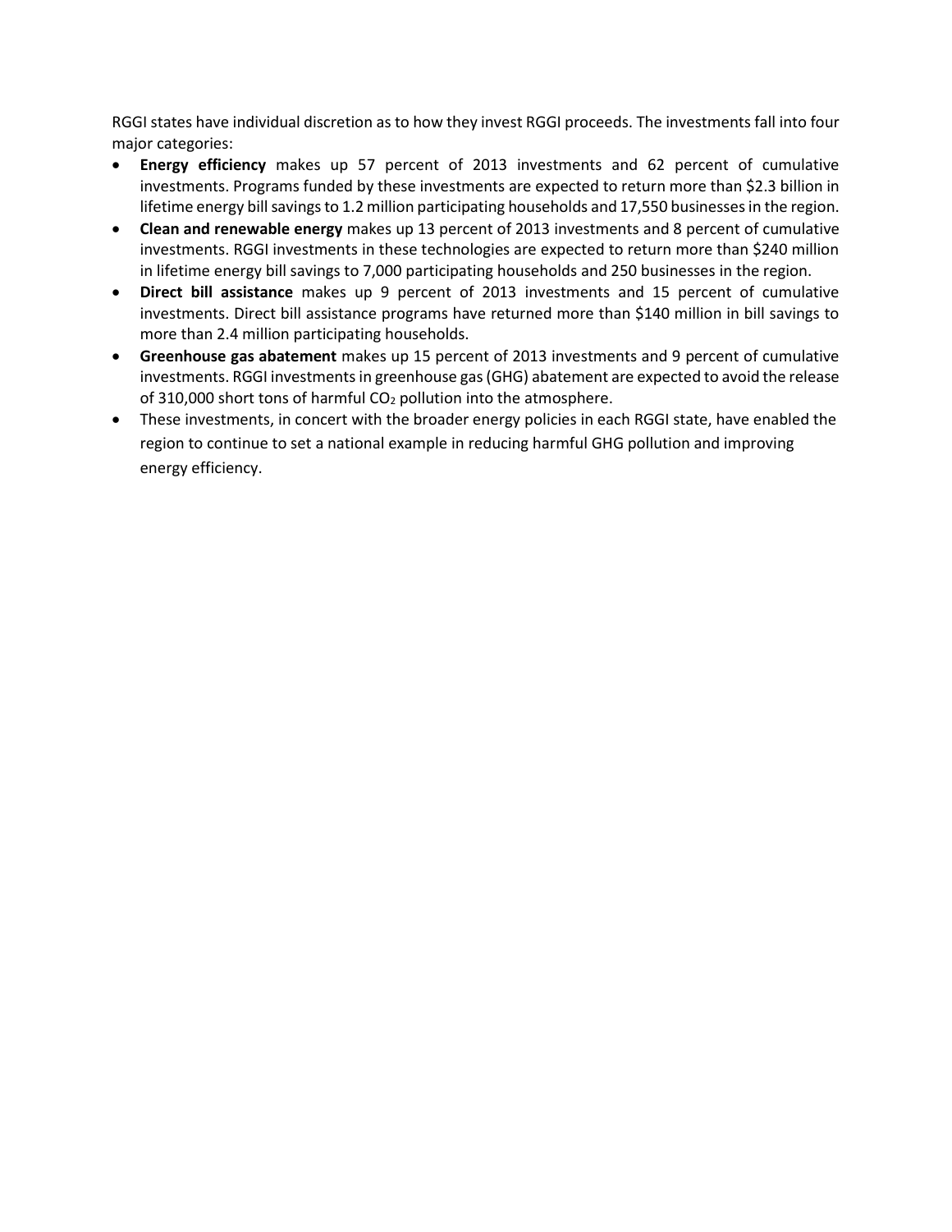RGGI states have individual discretion as to how they invest RGGI proceeds. The investments fall into four major categories:

- **Energy efficiency** makes up 57 percent of 2013 investments and 62 percent of cumulative investments. Programs funded by these investments are expected to return more than $2.3 billion in lifetime energy bill savings to 1.2 million participating households and 17,550 businesses in the region.
- **Clean and renewable energy** makes up 13 percent of 2013 investments and 8 percent of cumulative investments. RGGI investments in these technologies are expected to return more than $240 million in lifetime energy bill savings to 7,000 participating households and 250 businesses in the region.
- **Direct bill assistance** makes up 9 percent of 2013 investments and 15 percent of cumulative investments. Direct bill assistance programs have returned more than $140 million in bill savings to more than 2.4 million participating households.
- **Greenhouse gas abatement** makes up 15 percent of 2013 investments and 9 percent of cumulative investments. RGGI investments in greenhouse gas (GHG) abatement are expected to avoid the release of 310,000 short tons of harmful $CO_2$ pollution into the atmosphere.
- These investments, in concert with the broader energy policies in each RGGI state, have enabled the region to continue to set a national example in reducing harmful GHG pollution and improving energy efficiency.